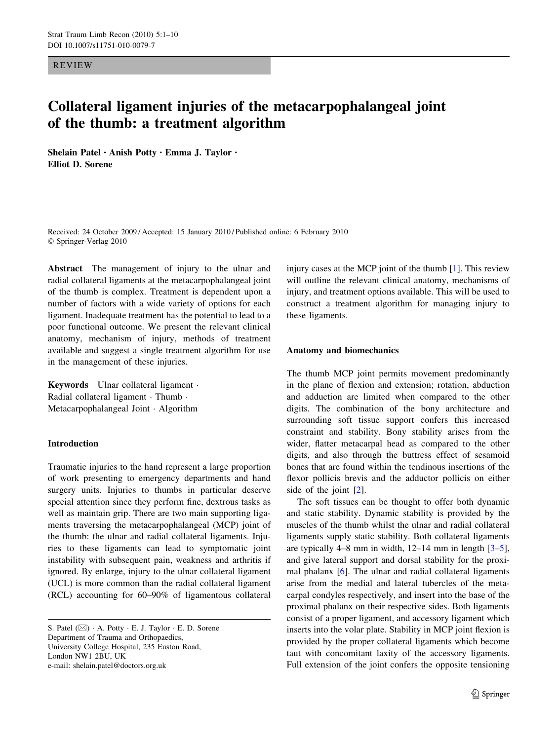REVIEW

# Collateral ligament injuries of the metacarpophalangeal joint of the thumb: a treatment algorithm

**Shelain Patel · Anish Potty · Emma J. Taylor · Elliot D. Sorene**

Received: 24 October 2009 / Accepted: 15 January 2010 / Published online: 6 February 2010
© Springer-Verlag 2010

**Abstract** The management of injury to the ulnar and radial collateral ligaments at the metacarpophalangeal joint of the thumb is complex. Treatment is dependent upon a number of factors with a wide variety of options for each ligament. Inadequate treatment has the potential to lead to a poor functional outcome. We present the relevant clinical anatomy, mechanism of injury, methods of treatment available and suggest a single treatment algorithm for use in the management of these injuries.

**Keywords** Ulnar collateral ligament · Radial collateral ligament · Thumb · Metacarpophalangeal Joint · Algorithm

## Introduction

Traumatic injuries to the hand represent a large proportion of work presenting to emergency departments and hand surgery units. Injuries to thumbs in particular deserve special attention since they perform fine, dextrous tasks as well as maintain grip. There are two main supporting ligaments traversing the metacarpophalangeal (MCP) joint of the thumb: the ulnar and radial collateral ligaments. Injuries to these ligaments can lead to symptomatic joint instability with subsequent pain, weakness and arthritis if ignored. By enlarge, injury to the ulnar collateral ligament (UCL) is more common than the radial collateral ligament (RCL) accounting for 60–90% of ligamentous collateral injury cases at the MCP joint of the thumb [1]. This review will outline the relevant clinical anatomy, mechanisms of injury, and treatment options available. This will be used to construct a treatment algorithm for managing injury to these ligaments.

S. Patel (✉) · A. Potty · E. J. Taylor · E. D. Sorene
Department of Trauma and Orthopaedics,
University College Hospital, 235 Euston Road,
London NW1 2BU, UK
e-mail: shelain.patel@doctors.org.uk

## Anatomy and biomechanics

The thumb MCP joint permits movement predominantly in the plane of flexion and extension; rotation, abduction and adduction are limited when compared to the other digits. The combination of the bony architecture and surrounding soft tissue support confers this increased constraint and stability. Bony stability arises from the wider, flatter metacarpal head as compared to the other digits, and also through the buttress effect of sesamoid bones that are found within the tendinous insertions of the flexor pollicis brevis and the adductor pollicis on either side of the joint [2].

The soft tissues can be thought to offer both dynamic and static stability. Dynamic stability is provided by the muscles of the thumb whilst the ulnar and radial collateral ligaments supply static stability. Both collateral ligaments are typically 4–8 mm in width, 12–14 mm in length [3–5], and give lateral support and dorsal stability for the proximal phalanx [6]. The ulnar and radial collateral ligaments arise from the medial and lateral tubercles of the metacarpal condyles respectively, and insert into the base of the proximal phalanx on their respective sides. Both ligaments consist of a proper ligament, and accessory ligament which inserts into the volar plate. Stability in MCP joint flexion is provided by the proper collateral ligaments which become taut with concomitant laxity of the accessory ligaments. Full extension of the joint confers the opposite tensioning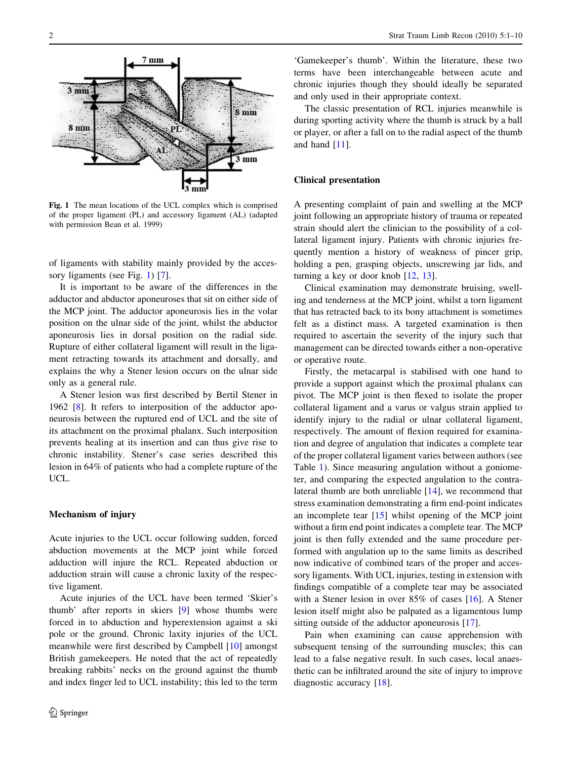Fig. 1 The mean locations of the UCL complex which is comprised of the proper ligament (PL) and accessory ligament (AL) (adapted with permission Bean et al. 1999)

of ligaments with stability mainly provided by the accessory ligaments (see Fig. 1) [7].

It is important to be aware of the differences in the adductor and abductor aponeuroses that sit on either side of the MCP joint. The adductor aponeurosis lies in the volar position on the ulnar side of the joint, whilst the abductor aponeurosis lies in dorsal position on the radial side. Rupture of either collateral ligament will result in the ligament retracting towards its attachment and dorsally, and explains the why a Stener lesion occurs on the ulnar side only as a general rule.

A Stener lesion was first described by Bertil Stener in 1962 [8]. It refers to interposition of the adductor aponeurosis between the ruptured end of UCL and the site of its attachment on the proximal phalanx. Such interposition prevents healing at its insertion and can thus give rise to chronic instability. Stener's case series described this lesion in 64% of patients who had a complete rupture of the UCL.

## Mechanism of injury

Acute injuries to the UCL occur following sudden, forced abduction movements at the MCP joint while forced adduction will injure the RCL. Repeated abduction or adduction strain will cause a chronic laxity of the respective ligament.

Acute injuries of the UCL have been termed 'Skier's thumb' after reports in skiers [9] whose thumbs were forced in to abduction and hyperextension against a ski pole or the ground. Chronic laxity injuries of the UCL meanwhile were first described by Campbell [10] amongst British gamekeepers. He noted that the act of repeatedly breaking rabbits' necks on the ground against the thumb and index finger led to UCL instability; this led to the term 'Gamekeeper's thumb'. Within the literature, these two terms have been interchangeable between acute and chronic injuries though they should ideally be separated and only used in their appropriate context.

The classic presentation of RCL injuries meanwhile is during sporting activity where the thumb is struck by a ball or player, or after a fall on to the radial aspect of the thumb and hand [11].

## Clinical presentation

A presenting complaint of pain and swelling at the MCP joint following an appropriate history of trauma or repeated strain should alert the clinician to the possibility of a collateral ligament injury. Patients with chronic injuries frequently mention a history of weakness of pincer grip, holding a pen, grasping objects, unscrewing jar lids, and turning a key or door knob [12, 13].

Clinical examination may demonstrate bruising, swelling and tenderness at the MCP joint, whilst a torn ligament that has retracted back to its bony attachment is sometimes felt as a distinct mass. A targeted examination is then required to ascertain the severity of the injury such that management can be directed towards either a non-operative or operative route.

Firstly, the metacarpal is stabilised with one hand to provide a support against which the proximal phalanx can pivot. The MCP joint is then flexed to isolate the proper collateral ligament and a varus or valgus strain applied to identify injury to the radial or ulnar collateral ligament, respectively. The amount of flexion required for examination and degree of angulation that indicates a complete tear of the proper collateral ligament varies between authors (see Table 1). Since measuring angulation without a goniometer, and comparing the expected angulation to the contralateral thumb are both unreliable [14], we recommend that stress examination demonstrating a firm end-point indicates an incomplete tear [15] whilst opening of the MCP joint without a firm end point indicates a complete tear. The MCP joint is then fully extended and the same procedure performed with angulation up to the same limits as described now indicative of combined tears of the proper and accessory ligaments. With UCL injuries, testing in extension with findings compatible of a complete tear may be associated with a Stener lesion in over 85% of cases [16]. A Stener lesion itself might also be palpated as a ligamentous lump sitting outside of the adductor aponeurosis [17].

Pain when examining can cause apprehension with subsequent tensing of the surrounding muscles; this can lead to a false negative result. In such cases, local anaesthetic can be infiltrated around the site of injury to improve diagnostic accuracy [18].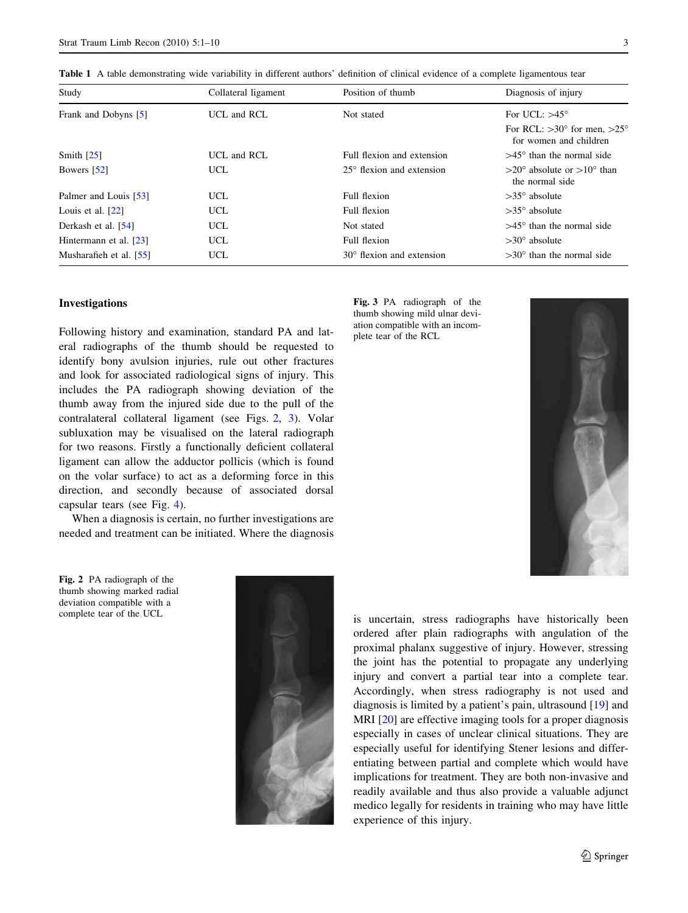**Table 1** A table demonstrating wide variability in different authors' definition of clinical evidence of a complete ligamentous tear

| Study | Collateral ligament | Position of thumb | Diagnosis of injury |
|---|---|---|---|
| Frank and Dobyns [5] | UCL and RCL | Not stated | For UCL: >45° <br> For RCL: >30° for men, >25° for women and children |
| Smith [25] | UCL and RCL | Full flexion and extension | >45° than the normal side |
| Bowers [52] | UCL | 25° flexion and extension | >20° absolute or >10° than the normal side |
| Palmer and Louis [53] | UCL | Full flexion | >35° absolute |
| Louis et al. [22] | UCL | Full flexion | >35° absolute |
| Derkash et al. [54] | UCL | Not stated | >45° than the normal side |
| Hintermann et al. [23] | UCL | Full flexion | >30° absolute |
| Musharafieh et al. [55] | UCL | 30° flexion and extension | >30° than the normal side |

## Investigations

Following history and examination, standard PA and lateral radiographs of the thumb should be requested to identify bony avulsion injuries, rule out other fractures and look for associated radiological signs of injury. This includes the PA radiograph showing deviation of the thumb away from the injured side due to the pull of the contralateral collateral ligament (see Figs. 2, 3). Volar subluxation may be visualised on the lateral radiograph for two reasons. Firstly a functionally deficient collateral ligament can allow the adductor pollicis (which is found on the volar surface) to act as a deforming force in this direction, and secondly because of associated dorsal capsular tears (see Fig. 4).

When a diagnosis is certain, no further investigations are needed and treatment can be initiated. Where the diagnosis is uncertain, stress radiographs have historically been ordered after plain radiographs with angulation of the proximal phalanx suggestive of injury. However, stressing the joint has the potential to propagate any underlying injury and convert a partial tear into a complete tear. Accordingly, when stress radiography is not used and diagnosis is limited by a patient's pain, ultrasound [19] and MRI [20] are effective imaging tools for a proper diagnosis especially in cases of unclear clinical situations. They are especially useful for identifying Stener lesions and differentiating between partial and complete which would have implications for treatment. They are both non-invasive and readily available and thus also provide a valuable adjunct medico legally for residents in training who may have little experience of this injury.

**Fig. 3** PA radiograph of the thumb showing mild ulnar deviation compatible with an incomplete tear of the RCL

**Fig. 2** PA radiograph of the thumb showing marked radial deviation compatible with a complete tear of the UCL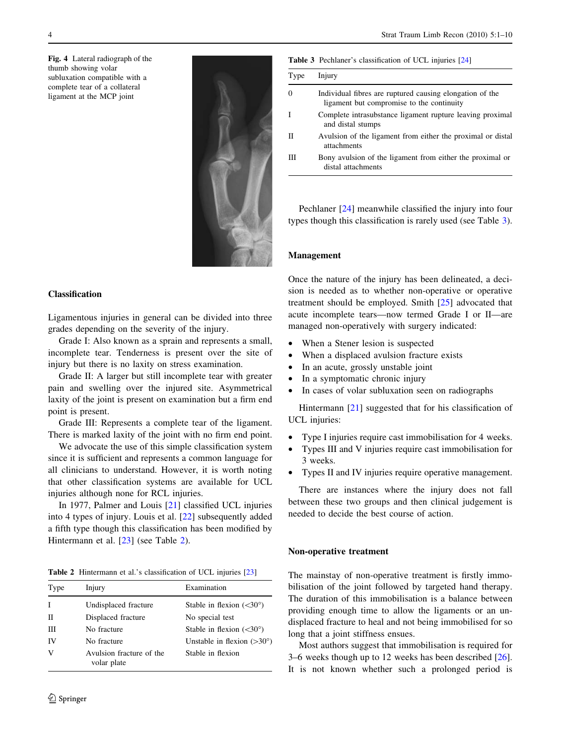Fig. 4 Lateral radiograph of the thumb showing volar subluxation compatible with a complete tear of a collateral ligament at the MCP joint

## Classification

Ligamentous injuries in general can be divided into three grades depending on the severity of the injury.

Grade I: Also known as a sprain and represents a small, incomplete tear. Tenderness is present over the site of injury but there is no laxity on stress examination.

Grade II: A larger but still incomplete tear with greater pain and swelling over the injured site. Asymmetrical laxity of the joint is present on examination but a firm end point is present.

Grade III: Represents a complete tear of the ligament. There is marked laxity of the joint with no firm end point.

We advocate the use of this simple classification system since it is sufficient and represents a common language for all clinicians to understand. However, it is worth noting that other classification systems are available for UCL injuries although none for RCL injuries.

In 1977, Palmer and Louis [21] classified UCL injuries into 4 types of injury. Louis et al. [22] subsequently added a fifth type though this classification has been modified by Hintermann et al. [23] (see Table 2).

**Table 2** Hintermann et al.'s classification of UCL injuries [23]

| Type | Injury | Examination |
|---|---|---|
| I | Undisplaced fracture | Stable in flexion (<30°) |
| II | Displaced fracture | No special test |
| III | No fracture | Stable in flexion (<30°) |
| IV | No fracture | Unstable in flexion (>30°) |
| V | Avulsion fracture of the volar plate | Stable in flexion |

**Table 3** Pechlaner's classification of UCL injuries [24]

| Type | Injury |
|---|---|
| 0 | Individual fibres are ruptured causing elongation of the ligament but compromise to the continuity |
| I | Complete intrasubstance ligament rupture leaving proximal and distal stumps |
| II | Avulsion of the ligament from either the proximal or distal attachments |
| III | Bony avulsion of the ligament from either the proximal or distal attachments |

Pechlaner [24] meanwhile classified the injury into four types though this classification is rarely used (see Table 3).

## Management

Once the nature of the injury has been delineated, a decision is needed as to whether non-operative or operative treatment should be employed. Smith [25] advocated that acute incomplete tears—now termed Grade I or II—are managed non-operatively with surgery indicated:

- When a Stener lesion is suspected
- When a displaced avulsion fracture exists
- In an acute, grossly unstable joint
- In a symptomatic chronic injury
- In cases of volar subluxation seen on radiographs

Hintermann [21] suggested that for his classification of UCL injuries:

- Type I injuries require cast immobilisation for 4 weeks.
- Types III and V injuries require cast immobilisation for 3 weeks.
- Types II and IV injuries require operative management.

There are instances where the injury does not fall between these two groups and then clinical judgement is needed to decide the best course of action.

### Non-operative treatment

The mainstay of non-operative treatment is firstly immobilisation of the joint followed by targeted hand therapy. The duration of this immobilisation is a balance between providing enough time to allow the ligaments or an undisplaced fracture to heal and not being immobilised for so long that a joint stiffness ensues.

Most authors suggest that immobilisation is required for 3–6 weeks though up to 12 weeks has been described [26]. It is not known whether such a prolonged period is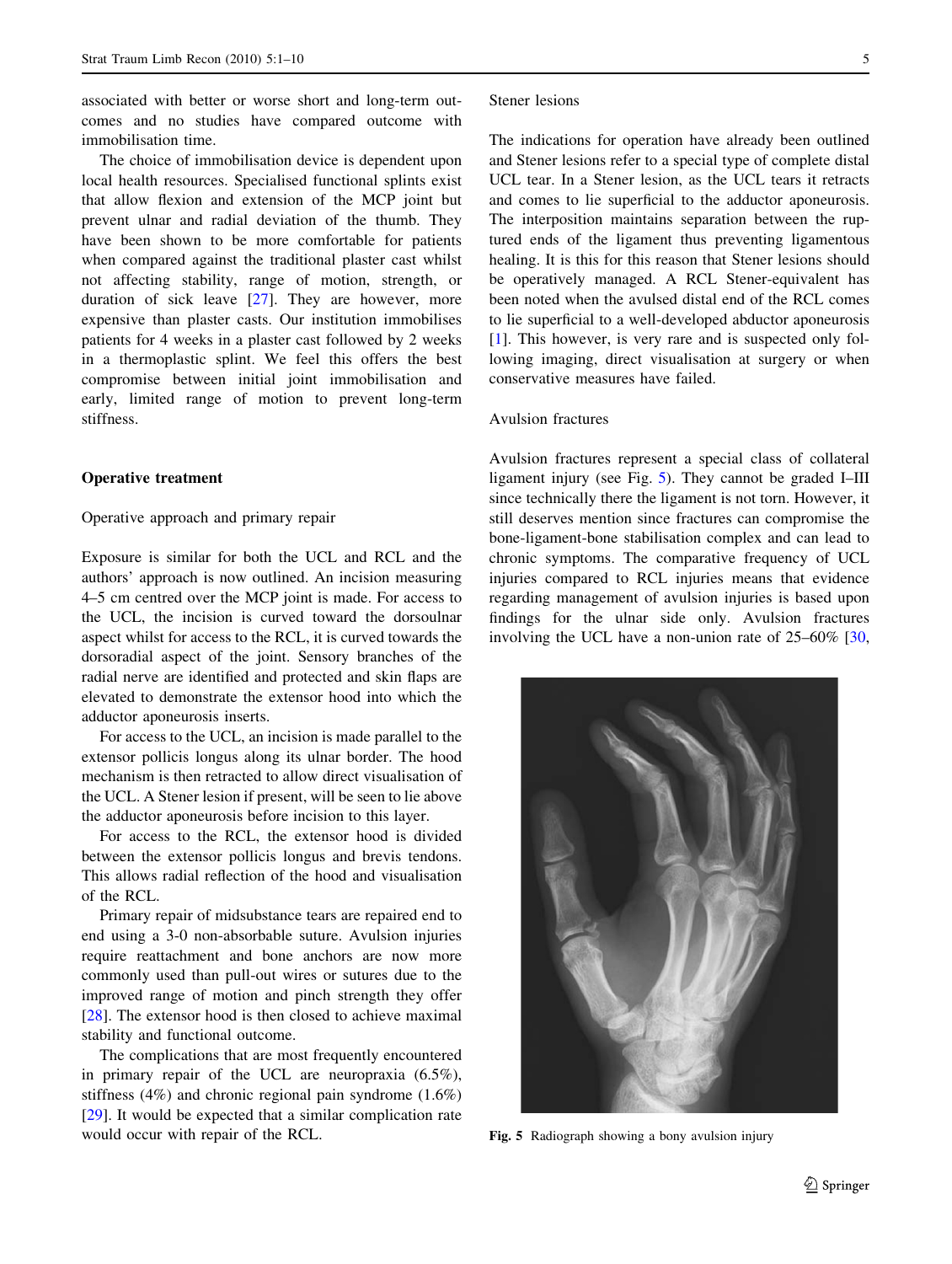associated with better or worse short and long-term outcomes and no studies have compared outcome with immobilisation time.

The choice of immobilisation device is dependent upon local health resources. Specialised functional splints exist that allow flexion and extension of the MCP joint but prevent ulnar and radial deviation of the thumb. They have been shown to be more comfortable for patients when compared against the traditional plaster cast whilst not affecting stability, range of motion, strength, or duration of sick leave [27]. They are however, more expensive than plaster casts. Our institution immobilises patients for 4 weeks in a plaster cast followed by 2 weeks in a thermoplastic splint. We feel this offers the best compromise between initial joint immobilisation and early, limited range of motion to prevent long-term stiffness.

## Operative treatment

### Operative approach and primary repair

Exposure is similar for both the UCL and RCL and the authors' approach is now outlined. An incision measuring 4–5 cm centred over the MCP joint is made. For access to the UCL, the incision is curved toward the dorsoulnar aspect whilst for access to the RCL, it is curved towards the dorsoradial aspect of the joint. Sensory branches of the radial nerve are identified and protected and skin flaps are elevated to demonstrate the extensor hood into which the adductor aponeurosis inserts.

For access to the UCL, an incision is made parallel to the extensor pollicis longus along its ulnar border. The hood mechanism is then retracted to allow direct visualisation of the UCL. A Stener lesion if present, will be seen to lie above the adductor aponeurosis before incision to this layer.

For access to the RCL, the extensor hood is divided between the extensor pollicis longus and brevis tendons. This allows radial reflection of the hood and visualisation of the RCL.

Primary repair of midsubstance tears are repaired end to end using a 3-0 non-absorbable suture. Avulsion injuries require reattachment and bone anchors are now more commonly used than pull-out wires or sutures due to the improved range of motion and pinch strength they offer [28]. The extensor hood is then closed to achieve maximal stability and functional outcome.

The complications that are most frequently encountered in primary repair of the UCL are neuropraxia (6.5%), stiffness (4%) and chronic regional pain syndrome (1.6%) [29]. It would be expected that a similar complication rate would occur with repair of the RCL.

### Stener lesions

The indications for operation have already been outlined and Stener lesions refer to a special type of complete distal UCL tear. In a Stener lesion, as the UCL tears it retracts and comes to lie superficial to the adductor aponeurosis. The interposition maintains separation between the ruptured ends of the ligament thus preventing ligamentous healing. It is this for this reason that Stener lesions should be operatively managed. A RCL Stener-equivalent has been noted when the avulsed distal end of the RCL comes to lie superficial to a well-developed abductor aponeurosis [1]. This however, is very rare and is suspected only following imaging, direct visualisation at surgery or when conservative measures have failed.

### Avulsion fractures

Avulsion fractures represent a special class of collateral ligament injury (see Fig. 5). They cannot be graded I–III since technically there the ligament is not torn. However, it still deserves mention since fractures can compromise the bone-ligament-bone stabilisation complex and can lead to chronic symptoms. The comparative frequency of UCL injuries compared to RCL injuries means that evidence regarding management of avulsion injuries is based upon findings for the ulnar side only. Avulsion fractures involving the UCL have a non-union rate of 25–60% [30,

**Fig. 5** Radiograph showing a bony avulsion injury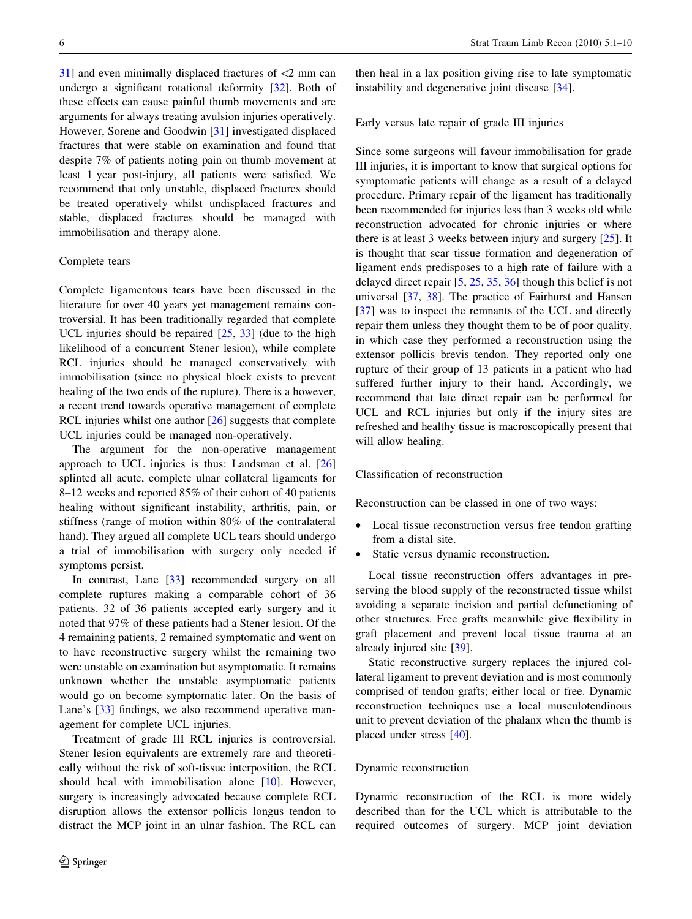31] and even minimally displaced fractures of <2 mm can undergo a significant rotational deformity [32]. Both of these effects can cause painful thumb movements and are arguments for always treating avulsion injuries operatively. However, Sorene and Goodwin [31] investigated displaced fractures that were stable on examination and found that despite 7% of patients noting pain on thumb movement at least 1 year post-injury, all patients were satisfied. We recommend that only unstable, displaced fractures should be treated operatively whilst undisplaced fractures and stable, displaced fractures should be managed with immobilisation and therapy alone.

### Complete tears

Complete ligamentous tears have been discussed in the literature for over 40 years yet management remains controversial. It has been traditionally regarded that complete UCL injuries should be repaired [25, 33] (due to the high likelihood of a concurrent Stener lesion), while complete RCL injuries should be managed conservatively with immobilisation (since no physical block exists to prevent healing of the two ends of the rupture). There is a however, a recent trend towards operative management of complete RCL injuries whilst one author [26] suggests that complete UCL injuries could be managed non-operatively.

The argument for the non-operative management approach to UCL injuries is thus: Landsman et al. [26] splinted all acute, complete ulnar collateral ligaments for 8–12 weeks and reported 85% of their cohort of 40 patients healing without significant instability, arthritis, pain, or stiffness (range of motion within 80% of the contralateral hand). They argued all complete UCL tears should undergo a trial of immobilisation with surgery only needed if symptoms persist.

In contrast, Lane [33] recommended surgery on all complete ruptures making a comparable cohort of 36 patients. 32 of 36 patients accepted early surgery and it noted that 97% of these patients had a Stener lesion. Of the 4 remaining patients, 2 remained symptomatic and went on to have reconstructive surgery whilst the remaining two were unstable on examination but asymptomatic. It remains unknown whether the unstable asymptomatic patients would go on become symptomatic later. On the basis of Lane's [33] findings, we also recommend operative management for complete UCL injuries.

Treatment of grade III RCL injuries is controversial. Stener lesion equivalents are extremely rare and theoretically without the risk of soft-tissue interposition, the RCL should heal with immobilisation alone [10]. However, surgery is increasingly advocated because complete RCL disruption allows the extensor pollicis longus tendon to distract the MCP joint in an ulnar fashion. The RCL can then heal in a lax position giving rise to late symptomatic instability and degenerative joint disease [34].

### Early versus late repair of grade III injuries

Since some surgeons will favour immobilisation for grade III injuries, it is important to know that surgical options for symptomatic patients will change as a result of a delayed procedure. Primary repair of the ligament has traditionally been recommended for injuries less than 3 weeks old while reconstruction advocated for chronic injuries or where there is at least 3 weeks between injury and surgery [25]. It is thought that scar tissue formation and degeneration of ligament ends predisposes to a high rate of failure with a delayed direct repair [5, 25, 35, 36] though this belief is not universal [37, 38]. The practice of Fairhurst and Hansen [37] was to inspect the remnants of the UCL and directly repair them unless they thought them to be of poor quality, in which case they performed a reconstruction using the extensor pollicis brevis tendon. They reported only one rupture of their group of 13 patients in a patient who had suffered further injury to their hand. Accordingly, we recommend that late direct repair can be performed for UCL and RCL injuries but only if the injury sites are refreshed and healthy tissue is macroscopically present that will allow healing.

### Classification of reconstruction

Reconstruction can be classed in one of two ways:

- Local tissue reconstruction versus free tendon grafting from a distal site.
- Static versus dynamic reconstruction.

Local tissue reconstruction offers advantages in preserving the blood supply of the reconstructed tissue whilst avoiding a separate incision and partial defunctioning of other structures. Free grafts meanwhile give flexibility in graft placement and prevent local tissue trauma at an already injured site [39].

Static reconstructive surgery replaces the injured collateral ligament to prevent deviation and is most commonly comprised of tendon grafts; either local or free. Dynamic reconstruction techniques use a local musculotendinous unit to prevent deviation of the phalanx when the thumb is placed under stress [40].

### Dynamic reconstruction

Dynamic reconstruction of the RCL is more widely described than for the UCL which is attributable to the required outcomes of surgery. MCP joint deviation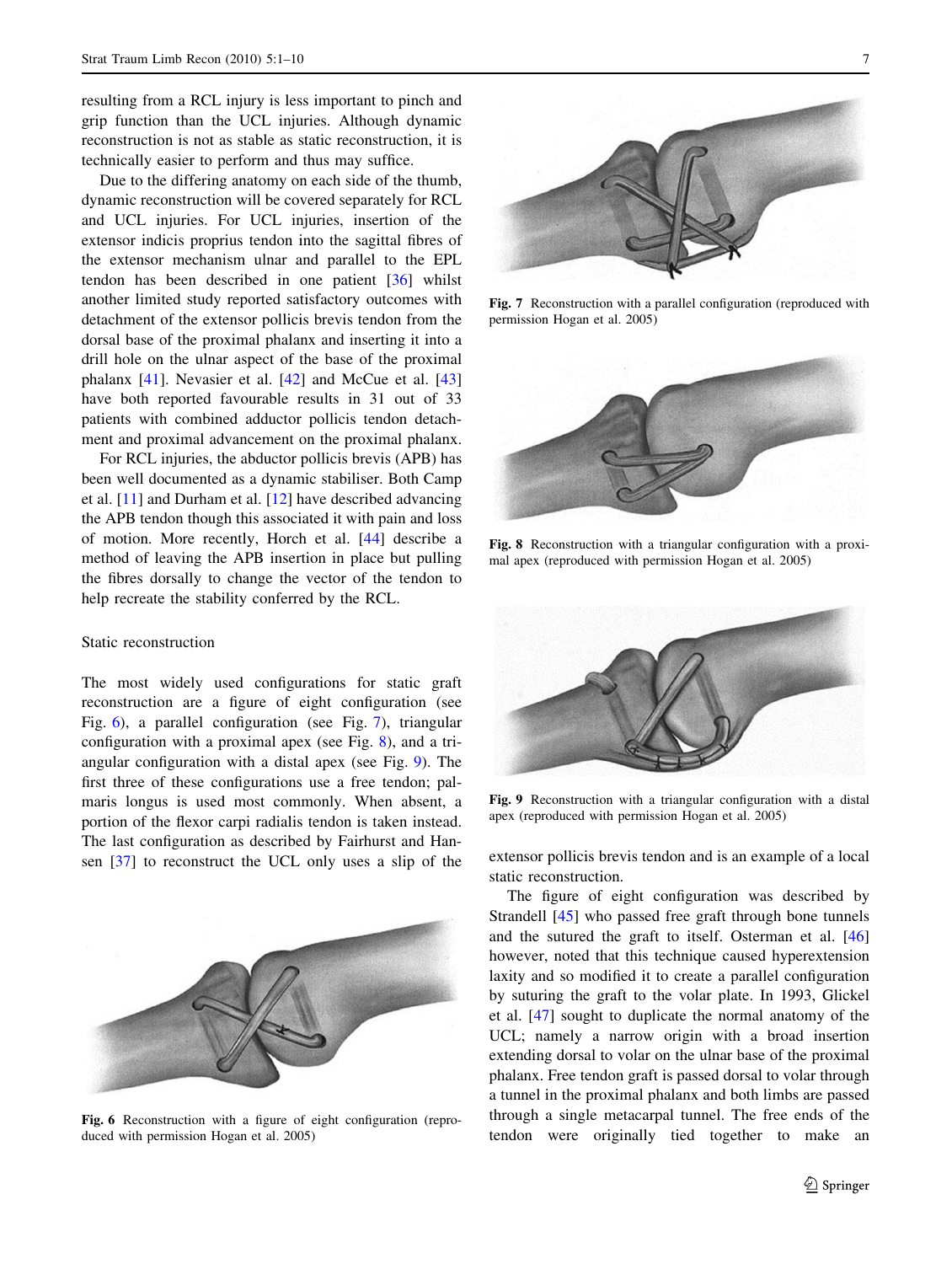resulting from a RCL injury is less important to pinch and grip function than the UCL injuries. Although dynamic reconstruction is not as stable as static reconstruction, it is technically easier to perform and thus may suffice.

Due to the differing anatomy on each side of the thumb, dynamic reconstruction will be covered separately for RCL and UCL injuries. For UCL injuries, insertion of the extensor indicis proprius tendon into the sagittal fibres of the extensor mechanism ulnar and parallel to the EPL tendon has been described in one patient [36] whilst another limited study reported satisfactory outcomes with detachment of the extensor pollicis brevis tendon from the dorsal base of the proximal phalanx and inserting it into a drill hole on the ulnar aspect of the base of the proximal phalanx [41]. Nevasier et al. [42] and McCue et al. [43] have both reported favourable results in 31 out of 33 patients with combined adductor pollicis tendon detachment and proximal advancement on the proximal phalanx.

For RCL injuries, the abductor pollicis brevis (APB) has been well documented as a dynamic stabiliser. Both Camp et al. [11] and Durham et al. [12] have described advancing the APB tendon though this associated it with pain and loss of motion. More recently, Horch et al. [44] describe a method of leaving the APB insertion in place but pulling the fibres dorsally to change the vector of the tendon to help recreate the stability conferred by the RCL.

### Static reconstruction

The most widely used configurations for static graft reconstruction are a figure of eight configuration (see Fig. 6), a parallel configuration (see Fig. 7), triangular configuration with a proximal apex (see Fig. 8), and a triangular configuration with a distal apex (see Fig. 9). The first three of these configurations use a free tendon; palmaris longus is used most commonly. When absent, a portion of the flexor carpi radialis tendon is taken instead. The last configuration as described by Fairhurst and Hansen [37] to reconstruct the UCL only uses a slip of the extensor pollicis brevis tendon and is an example of a local static reconstruction.

**Fig. 6** Reconstruction with a figure of eight configuration (reproduced with permission Hogan et al. 2005)

**Fig. 7** Reconstruction with a parallel configuration (reproduced with permission Hogan et al. 2005)

**Fig. 8** Reconstruction with a triangular configuration with a proximal apex (reproduced with permission Hogan et al. 2005)

**Fig. 9** Reconstruction with a triangular configuration with a distal apex (reproduced with permission Hogan et al. 2005)

The figure of eight configuration was described by Strandell [45] who passed free graft through bone tunnels and the sutured the graft to itself. Osterman et al. [46] however, noted that this technique caused hyperextension laxity and so modified it to create a parallel configuration by suturing the graft to the volar plate. In 1993, Glickel et al. [47] sought to duplicate the normal anatomy of the UCL; namely a narrow origin with a broad insertion extending dorsal to volar on the ulnar base of the proximal phalanx. Free tendon graft is passed dorsal to volar through a tunnel in the proximal phalanx and both limbs are passed through a single metacarpal tunnel. The free ends of the tendon were originally tied together to make an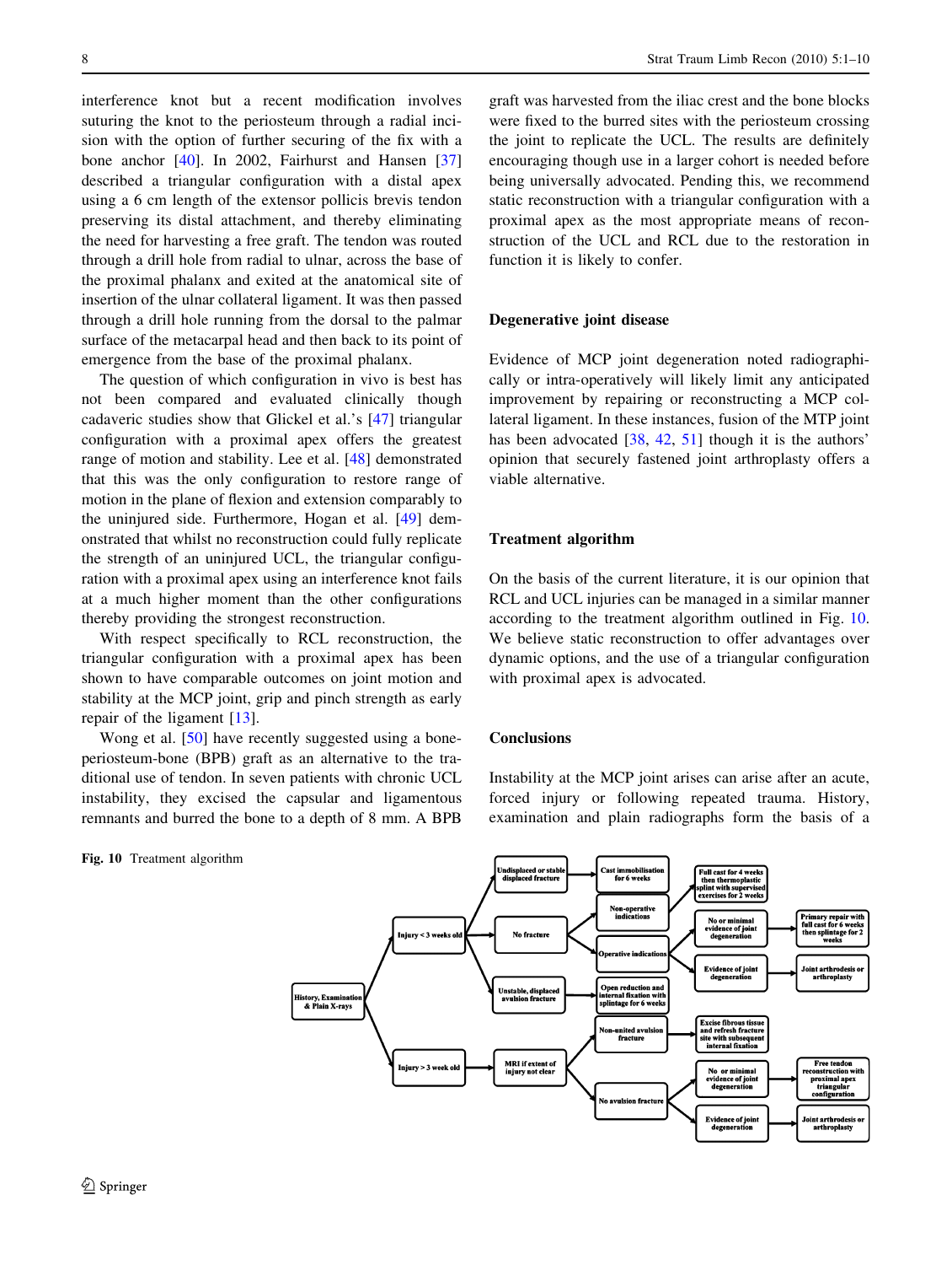interference knot but a recent modification involves suturing the knot to the periosteum through a radial incision with the option of further securing of the fix with a bone anchor [40]. In 2002, Fairhurst and Hansen [37] described a triangular configuration with a distal apex using a 6 cm length of the extensor pollicis brevis tendon preserving its distal attachment, and thereby eliminating the need for harvesting a free graft. The tendon was routed through a drill hole from radial to ulnar, across the base of the proximal phalanx and exited at the anatomical site of insertion of the ulnar collateral ligament. It was then passed through a drill hole running from the dorsal to the palmar surface of the metacarpal head and then back to its point of emergence from the base of the proximal phalanx.

The question of which configuration in vivo is best has not been compared and evaluated clinically though cadaveric studies show that Glickel et al.'s [47] triangular configuration with a proximal apex offers the greatest range of motion and stability. Lee et al. [48] demonstrated that this was the only configuration to restore range of motion in the plane of flexion and extension comparably to the uninjured side. Furthermore, Hogan et al. [49] demonstrated that whilst no reconstruction could fully replicate the strength of an uninjured UCL, the triangular configuration with a proximal apex using an interference knot fails at a much higher moment than the other configurations thereby providing the strongest reconstruction.

With respect specifically to RCL reconstruction, the triangular configuration with a proximal apex has been shown to have comparable outcomes on joint motion and stability at the MCP joint, grip and pinch strength as early repair of the ligament [13].

Wong et al. [50] have recently suggested using a bone-periosteum-bone (BPB) graft as an alternative to the traditional use of tendon. In seven patients with chronic UCL instability, they excised the capsular and ligamentous remnants and burred the bone to a depth of 8 mm. A BPB graft was harvested from the iliac crest and the bone blocks were fixed to the burred sites with the periosteum crossing the joint to replicate the UCL. The results are definitely encouraging though use in a larger cohort is needed before being universally advocated. Pending this, we recommend static reconstruction with a triangular configuration with a proximal apex as the most appropriate means of reconstruction of the UCL and RCL due to the restoration in function it is likely to confer.

## Degenerative joint disease

Evidence of MCP joint degeneration noted radiographically or intra-operatively will likely limit any anticipated improvement by repairing or reconstructing a MCP collateral ligament. In these instances, fusion of the MTP joint has been advocated [38, 42, 51] though it is the authors' opinion that securely fastened joint arthroplasty offers a viable alternative.

## Treatment algorithm

On the basis of the current literature, it is our opinion that RCL and UCL injuries can be managed in a similar manner according to the treatment algorithm outlined in Fig. 10. We believe static reconstruction to offer advantages over dynamic options, and the use of a triangular configuration with proximal apex is advocated.

## Conclusions

Instability at the MCP joint arises can arise after an acute, forced injury or following repeated trauma. History, examination and plain radiographs form the basis of a

Fig. 10 Treatment algorithm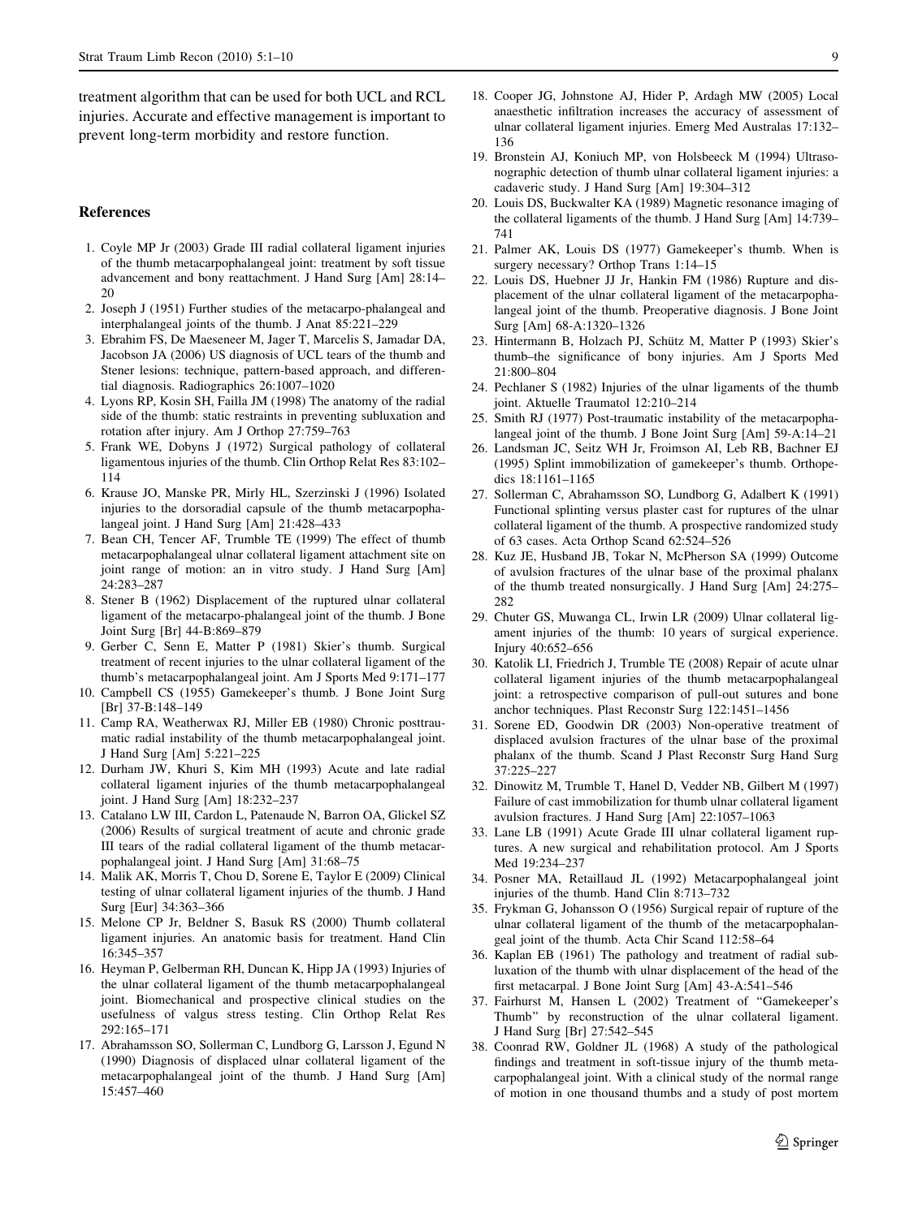treatment algorithm that can be used for both UCL and RCL injuries. Accurate and effective management is important to prevent long-term morbidity and restore function.

## References

1. Coyle MP Jr (2003) Grade III radial collateral ligament injuries of the thumb metacarpophalangeal joint: treatment by soft tissue advancement and bony reattachment. J Hand Surg [Am] 28:14–20
2. Joseph J (1951) Further studies of the metacarpo-phalangeal and interphalangeal joints of the thumb. J Anat 85:221–229
3. Ebrahim FS, De Maeseneer M, Jager T, Marcelis S, Jamadar DA, Jacobson JA (2006) US diagnosis of UCL tears of the thumb and Stener lesions: technique, pattern-based approach, and differential diagnosis. Radiographics 26:1007–1020
4. Lyons RP, Kosin SH, Failla JM (1998) The anatomy of the radial side of the thumb: static restraints in preventing subluxation and rotation after injury. Am J Orthop 27:759–763
5. Frank WE, Dobyns J (1972) Surgical pathology of collateral ligamentous injuries of the thumb. Clin Orthop Relat Res 83:102–114
6. Krause JO, Manske PR, Mirly HL, Szerzinski J (1996) Isolated injuries to the dorsoradial capsule of the thumb metacarpophalangeal joint. J Hand Surg [Am] 21:428–433
7. Bean CH, Tencer AF, Trumble TE (1999) The effect of thumb metacarpophalangeal ulnar collateral ligament attachment site on joint range of motion: an in vitro study. J Hand Surg [Am] 24:283–287
8. Stener B (1962) Displacement of the ruptured ulnar collateral ligament of the metacarpo-phalangeal joint of the thumb. J Bone Joint Surg [Br] 44-B:869–879
9. Gerber C, Senn E, Matter P (1981) Skier's thumb. Surgical treatment of recent injuries to the ulnar collateral ligament of the thumb's metacarpophalangeal joint. Am J Sports Med 9:171–177
10. Campbell CS (1955) Gamekeeper's thumb. J Bone Joint Surg [Br] 37-B:148–149
11. Camp RA, Weatherwax RJ, Miller EB (1980) Chronic posttraumatic radial instability of the thumb metacarpophalangeal joint. J Hand Surg [Am] 5:221–225
12. Durham JW, Khuri S, Kim MH (1993) Acute and late radial collateral ligament injuries of the thumb metacarpophalangeal joint. J Hand Surg [Am] 18:232–237
13. Catalano LW III, Cardon L, Patenaude N, Barron OA, Glickel SZ (2006) Results of surgical treatment of acute and chronic grade III tears of the radial collateral ligament of the thumb metacarpophalangeal joint. J Hand Surg [Am] 31:68–75
14. Malik AK, Morris T, Chou D, Sorene E, Taylor E (2009) Clinical testing of ulnar collateral ligament injuries of the thumb. J Hand Surg [Eur] 34:363–366
15. Melone CP Jr, Beldner S, Basuk RS (2000) Thumb collateral ligament injuries. An anatomic basis for treatment. Hand Clin 16:345–357
16. Heyman P, Gelberman RH, Duncan K, Hipp JA (1993) Injuries of the ulnar collateral ligament of the thumb metacarpophalangeal joint. Biomechanical and prospective clinical studies on the usefulness of valgus stress testing. Clin Orthop Relat Res 292:165–171
17. Abrahamsson SO, Sollerman C, Lundborg G, Larsson J, Egund N (1990) Diagnosis of displaced ulnar collateral ligament of the metacarpophalangeal joint of the thumb. J Hand Surg [Am] 15:457–460
18. Cooper JG, Johnstone AJ, Hider P, Ardagh MW (2005) Local anaesthetic infiltration increases the accuracy of assessment of ulnar collateral ligament injuries. Emerg Med Australas 17:132–136
19. Bronstein AJ, Koniuch MP, von Holsbeeck M (1994) Ultrasonographic detection of thumb ulnar collateral ligament injuries: a cadaveric study. J Hand Surg [Am] 19:304–312
20. Louis DS, Buckwalter KA (1989) Magnetic resonance imaging of the collateral ligaments of the thumb. J Hand Surg [Am] 14:739–741
21. Palmer AK, Louis DS (1977) Gamekeeper's thumb. When is surgery necessary? Orthop Trans 1:14–15
22. Louis DS, Huebner JJ Jr, Hankin FM (1986) Rupture and displacement of the ulnar collateral ligament of the metacarpophalangeal joint of the thumb. Preoperative diagnosis. J Bone Joint Surg [Am] 68-A:1320–1326
23. Hintermann B, Holzach PJ, Schütz M, Matter P (1993) Skier's thumb–the significance of bony injuries. Am J Sports Med 21:800–804
24. Pechlaner S (1982) Injuries of the ulnar ligaments of the thumb joint. Aktuelle Traumatol 12:210–214
25. Smith RJ (1977) Post-traumatic instability of the metacarpophalangeal joint of the thumb. J Bone Joint Surg [Am] 59-A:14–21
26. Landsman JC, Seitz WH Jr, Froimson AI, Leb RB, Bachner EJ (1995) Splint immobilization of gamekeeper's thumb. Orthopedics 18:1161–1165
27. Sollerman C, Abrahamsson SO, Lundborg G, Adalbert K (1991) Functional splinting versus plaster cast for ruptures of the ulnar collateral ligament of the thumb. A prospective randomized study of 63 cases. Acta Orthop Scand 62:524–526
28. Kuz JE, Husband JB, Tokar N, McPherson SA (1999) Outcome of avulsion fractures of the ulnar base of the proximal phalanx of the thumb treated nonsurgically. J Hand Surg [Am] 24:275–282
29. Chuter GS, Muwanga CL, Irwin LR (2009) Ulnar collateral ligament injuries of the thumb: 10 years of surgical experience. Injury 40:652–656
30. Katolik LI, Friedrich J, Trumble TE (2008) Repair of acute ulnar collateral ligament injuries of the thumb metacarpophalangeal joint: a retrospective comparison of pull-out sutures and bone anchor techniques. Plast Reconstr Surg 122:1451–1456
31. Sorene ED, Goodwin DR (2003) Non-operative treatment of displaced avulsion fractures of the ulnar base of the proximal phalanx of the thumb. Scand J Plast Reconstr Surg Hand Surg 37:225–227
32. Dinowitz M, Trumble T, Hanel D, Vedder NB, Gilbert M (1997) Failure of cast immobilization for thumb ulnar collateral ligament avulsion fractures. J Hand Surg [Am] 22:1057–1063
33. Lane LB (1991) Acute Grade III ulnar collateral ligament ruptures. A new surgical and rehabilitation protocol. Am J Sports Med 19:234–237
34. Posner MA, Retaillaud JL (1992) Metacarpophalangeal joint injuries of the thumb. Hand Clin 8:713–732
35. Frykman G, Johansson O (1956) Surgical repair of rupture of the ulnar collateral ligament of the thumb of the metacarpophalangeal joint of the thumb. Acta Chir Scand 112:58–64
36. Kaplan EB (1961) The pathology and treatment of radial subluxation of the thumb with ulnar displacement of the head of the first metacarpal. J Bone Joint Surg [Am] 43-A:541–546
37. Fairhurst M, Hansen L (2002) Treatment of "Gamekeeper's Thumb" by reconstruction of the ulnar collateral ligament. J Hand Surg [Br] 27:542–545
38. Coonrad RW, Goldner JL (1968) A study of the pathological findings and treatment in soft-tissue injury of the thumb metacarpophalangeal joint. With a clinical study of the normal range of motion in one thousand thumbs and a study of post mortem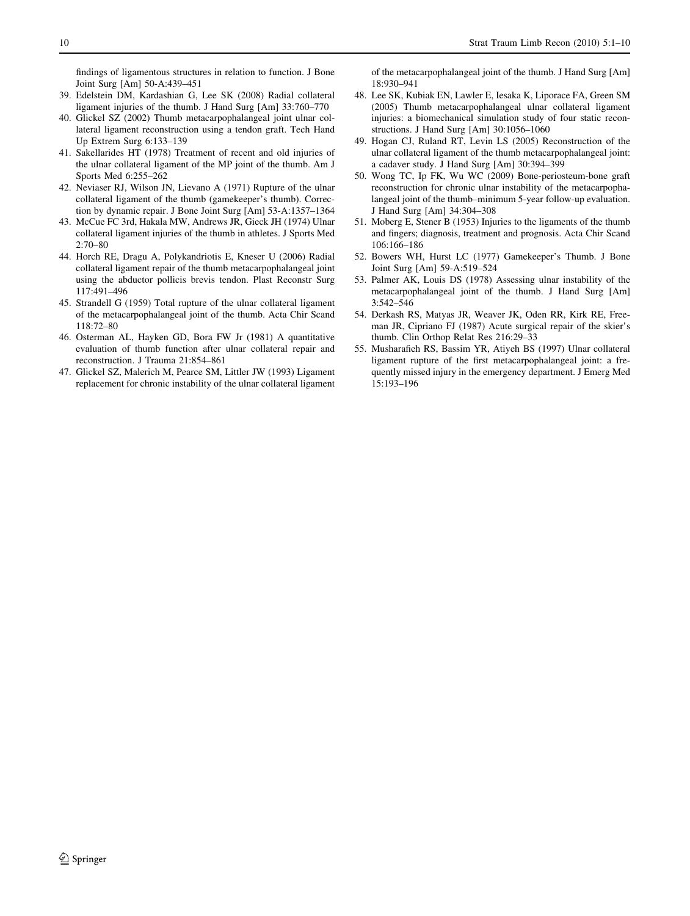findings of ligamentous structures in relation to function. J Bone Joint Surg [Am] 50-A:439–451

39. Edelstein DM, Kardashian G, Lee SK (2008) Radial collateral ligament injuries of the thumb. J Hand Surg [Am] 33:760–770
40. Glickel SZ (2002) Thumb metacarpophalangeal joint ulnar collateral ligament reconstruction using a tendon graft. Tech Hand Up Extrem Surg 6:133–139
41. Sakellarides HT (1978) Treatment of recent and old injuries of the ulnar collateral ligament of the MP joint of the thumb. Am J Sports Med 6:255–262
42. Neviaser RJ, Wilson JN, Lievano A (1971) Rupture of the ulnar collateral ligament of the thumb (gamekeeper's thumb). Correction by dynamic repair. J Bone Joint Surg [Am] 53-A:1357–1364
43. McCue FC 3rd, Hakala MW, Andrews JR, Gieck JH (1974) Ulnar collateral ligament injuries of the thumb in athletes. J Sports Med 2:70–80
44. Horch RE, Dragu A, Polykandriotis E, Kneser U (2006) Radial collateral ligament repair of the thumb metacarpophalangeal joint using the abductor pollicis brevis tendon. Plast Reconstr Surg 117:491–496
45. Strandell G (1959) Total rupture of the ulnar collateral ligament of the metacarpophalangeal joint of the thumb. Acta Chir Scand 118:72–80
46. Osterman AL, Hayken GD, Bora FW Jr (1981) A quantitative evaluation of thumb function after ulnar collateral repair and reconstruction. J Trauma 21:854–861
47. Glickel SZ, Malerich M, Pearce SM, Littler JW (1993) Ligament replacement for chronic instability of the ulnar collateral ligament of the metacarpophalangeal joint of the thumb. J Hand Surg [Am] 18:930–941
48. Lee SK, Kubiak EN, Lawler E, Iesaka K, Liporace FA, Green SM (2005) Thumb metacarpophalangeal ulnar collateral ligament injuries: a biomechanical simulation study of four static reconstructions. J Hand Surg [Am] 30:1056–1060
49. Hogan CJ, Ruland RT, Levin LS (2005) Reconstruction of the ulnar collateral ligament of the thumb metacarpophalangeal joint: a cadaver study. J Hand Surg [Am] 30:394–399
50. Wong TC, Ip FK, Wu WC (2009) Bone-periosteum-bone graft reconstruction for chronic ulnar instability of the metacarpophalangeal joint of the thumb–minimum 5-year follow-up evaluation. J Hand Surg [Am] 34:304–308
51. Moberg E, Stener B (1953) Injuries to the ligaments of the thumb and fingers; diagnosis, treatment and prognosis. Acta Chir Scand 106:166–186
52. Bowers WH, Hurst LC (1977) Gamekeeper's Thumb. J Bone Joint Surg [Am] 59-A:519–524
53. Palmer AK, Louis DS (1978) Assessing ulnar instability of the metacarpophalangeal joint of the thumb. J Hand Surg [Am] 3:542–546
54. Derkash RS, Matyas JR, Weaver JK, Oden RR, Kirk RE, Freeman JR, Cipriano FJ (1987) Acute surgical repair of the skier's thumb. Clin Orthop Relat Res 216:29–33
55. Musharafieh RS, Bassim YR, Atiyeh BS (1997) Ulnar collateral ligament rupture of the first metacarpophalangeal joint: a frequently missed injury in the emergency department. J Emerg Med 15:193–196